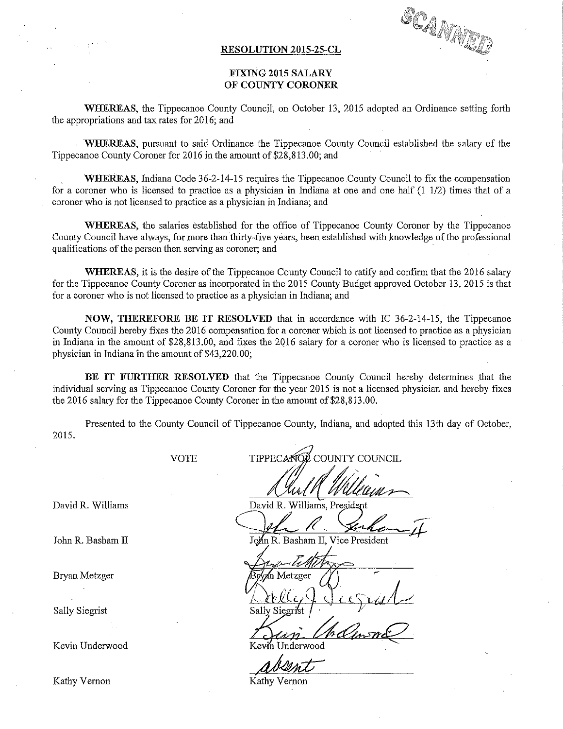SCANNED

## RESOLUTION 2015-25-CL

### FIXING 2015 SALARY OF COUNTY CORONER

**WHEREAS**, the Tippecanoe County Council, on October 13, 2015 adopted an Ordinance setting forth the appropriations and tax rates for 2016; and

**WHEREAS**, pursuant to said Ordinance the Tippecanoe County Council established the salary of the Tippecanoe County Coroner for 2016 in the amount of $28,813.00; and

**WHEREAS**, Indiana Code 36-2-14-15 requires the Tippecanoe County Council to fix the compensation for a coroner who is licensed to practice as a physician in Indiana at one and one half (1 1/2) times that of a coroner who is not licensed to practice as a physician in Indiana; and

**WHEREAS**, the salaries established for the office of Tippecanoe County Coroner by the Tippecanoe County Council have always, for more than thirty-five years, been established with knowledge of the professional qualifications of the person then serving as coroner; and

**WHEREAS**, it is the desire of the Tippecanoe County Council to ratify and confirm that the 2016 salary for the Tippecanoe County Coroner as incorporated in the 2015 County Budget approved October 13, 2015 is that for a coroner who is not licensed to practice as a physician in Indiana; and

**NOW, THEREFORE BE IT RESOLVED** that in accordance with IC 36-2-14-15, the Tippecanoe County Council hereby fixes the 2016 compensation for a coroner which is not licensed to practice as a physician in Indiana in the amount of $28,813.00, and fixes the 2016 salary for a coroner who is licensed to practice as a physician in Indiana in the amount of $43,220.00;

**BE IT FURTHER RESOLVED** that the Tippecanoe County Council hereby determines that the individual serving as Tippecanoe County Coroner for the year 2015 is not a licensed physician and hereby fixes the 2016 salary for the Tippecanoe County Coroner in the amount of $28,813.00.

Presented to the County Council of Tippecanoe County, Indiana, and adopted this 13th day of October, 2015.

| VOTE | TIPPECANOE COUNTY COUNCIL |
|---|---|
| David R. Williams | David R. Williams, President |
| John R. Basham II | John R. Basham II, Vice President |
| Bryan Metzger | Bryan Metzger |
| Sally Siegrist | Sally Siegrist |
| Kevin Underwood | Kevin Underwood |
| Kathy Vernon | absent<br>Kathy Vernon |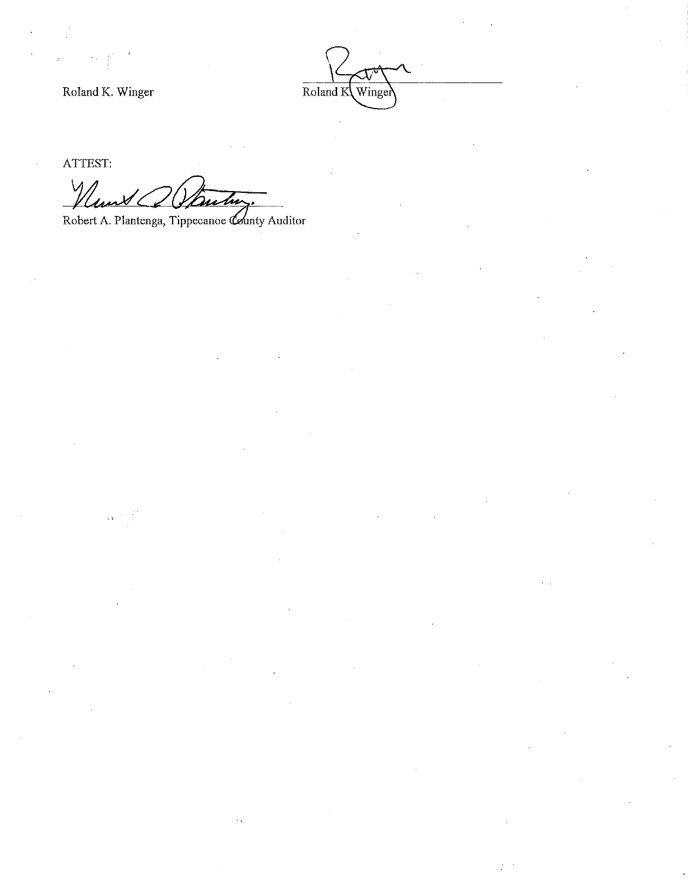Roland K. Winger

Roland K. Winger

ATTEST:

Robert A. Plantenga, Tippecanoe County Auditor